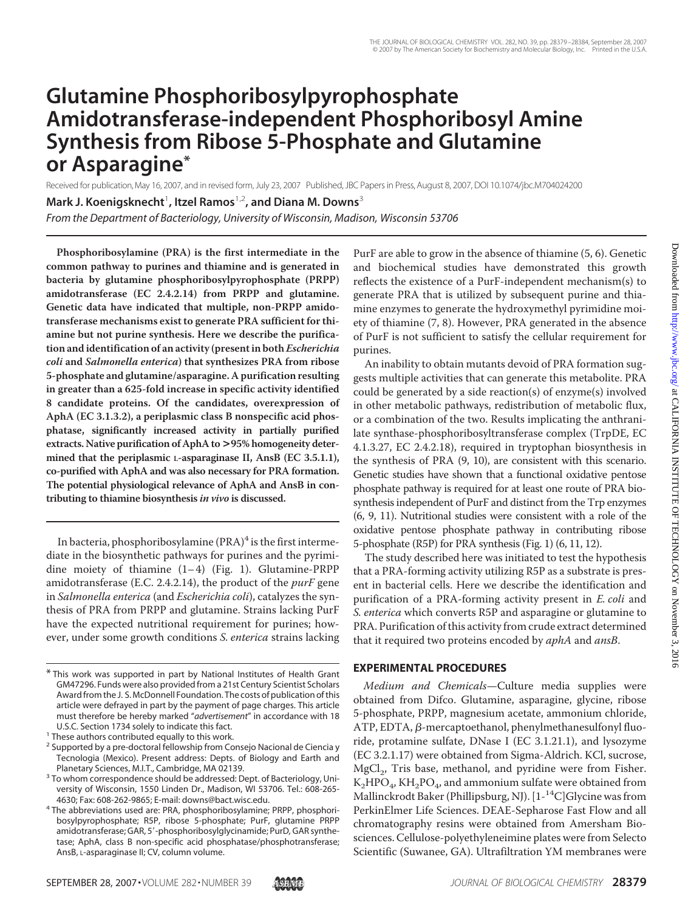# Glutamine Phosphoribosylpyrophosphate Amidotransferase-independent Phosphoribosyl Amine Synthesis from Ribose 5-Phosphate and Glutamine or Asparagine*

Received for publication, May 16, 2007, and in revised form, July 23, 2007 Published, JBC Papers in Press, August 8, 2007, DOI 10.1074/jbc.M704024200

**Mark J. Koenigsknecht[1], Itzel Ramos[1,2], and Diana M. Downs[3]**

*From the Department of Bacteriology, University of Wisconsin, Madison, Wisconsin 53706*

**Phosphoribosylamine (PRA) is the first intermediate in the common pathway to purines and thiamine and is generated in bacteria by glutamine phosphoribosylpyrophosphate (PRPP) amidotransferase (EC 2.4.2.14) from PRPP and glutamine. Genetic data have indicated that multiple, non-PRPP amidotransferase mechanisms exist to generate PRA sufficient for thiamine but not purine synthesis. Here we describe the purification and identification of an activity (present in both *Escherichia coli* and *Salmonella enterica*) that synthesizes PRA from ribose 5-phosphate and glutamine/asparagine. A purification resulting in greater than a 625-fold increase in specific activity identified 8 candidate proteins. Of the candidates, overexpression of AphA (EC 3.1.3.2), a periplasmic class B nonspecific acid phosphatase, significantly increased activity in partially purified extracts. Native purification of AphA to >95% homogeneity determined that the periplasmic L-asparaginase II, AnsB (EC 3.5.1.1), co-purified with AphA and was also necessary for PRA formation. The potential physiological relevance of AphA and AnsB in contributing to thiamine biosynthesis *in vivo* is discussed.**

In bacteria, phosphoribosylamine (PRA)[4] is the first intermediate in the biosynthetic pathways for purines and the pyrimidine moiety of thiamine (1–4) (Fig. 1). Glutamine-PRPP amidotransferase (E.C. 2.4.2.14), the product of the *purF* gene in *Salmonella enterica* (and *Escherichia coli*), catalyzes the synthesis of PRA from PRPP and glutamine. Strains lacking PurF have the expected nutritional requirement for purines; however, under some growth conditions *S. enterica* strains lacking PurF are able to grow in the absence of thiamine (5, 6). Genetic and biochemical studies have demonstrated this growth reflects the existence of a PurF-independent mechanism(s) to generate PRA that is utilized by subsequent purine and thiamine enzymes to generate the hydroxymethyl pyrimidine moiety of thiamine (7, 8). However, PRA generated in the absence of PurF is not sufficient to satisfy the cellular requirement for purines.

An inability to obtain mutants devoid of PRA formation suggests multiple activities that can generate this metabolite. PRA could be generated by a side reaction(s) of enzyme(s) involved in other metabolic pathways, redistribution of metabolic flux, or a combination of the two. Results implicating the anthranilate synthase-phosphoribosyltransferase complex (TrpDE, EC 4.1.3.27, EC 2.4.2.18), required in tryptophan biosynthesis in the synthesis of PRA (9, 10), are consistent with this scenario. Genetic studies have shown that a functional oxidative pentose phosphate pathway is required for at least one route of PRA biosynthesis independent of PurF and distinct from the Trp enzymes (6, 9, 11). Nutritional studies were consistent with a role of the oxidative pentose phosphate pathway in contributing ribose 5-phosphate (R5P) for PRA synthesis (Fig. 1) (6, 11, 12).

The study described here was initiated to test the hypothesis that a PRA-forming activity utilizing R5P as a substrate is present in bacterial cells. Here we describe the identification and purification of a PRA-forming activity present in *E. coli* and *S. enterica* which converts R5P and asparagine or glutamine to PRA. Purification of this activity from crude extract determined that it required two proteins encoded by *aphA* and *ansB*.

## EXPERIMENTAL PROCEDURES

*Medium and Chemicals*—Culture media supplies were obtained from Difco. Glutamine, asparagine, glycine, ribose 5-phosphate, PRPP, magnesium acetate, ammonium chloride, ATP, EDTA, β-mercaptoethanol, phenylmethanesulfonyl fluoride, protamine sulfate, DNase I (EC 3.1.21.1), and lysozyme (EC 3.2.1.17) were obtained from Sigma-Aldrich. KCl, sucrose, $MgCl_2$, Tris base, methanol, and pyridine were from Fisher. $K_2HPO_4$, $KH_2PO_4$, and ammonium sulfate were obtained from Mallinckrodt Baker (Phillipsburg, NJ). [1-$^{14}$C]Glycine was from PerkinElmer Life Sciences. DEAE-Sepharose Fast Flow and all chromatography resins were obtained from Amersham Biosciences. Cellulose-polyethyleneimine plates were from Selecto Scientific (Suwanee, GA). Ultrafiltration YM membranes were

---

\* This work was supported in part by National Institutes of Health Grant GM47296. Funds were also provided from a 21st Century Scientist Scholars Award from the J. S. McDonnell Foundation. The costs of publication of this article were defrayed in part by the payment of page charges. This article must therefore be hereby marked "*advertisement*" in accordance with 18 U.S.C. Section 1734 solely to indicate this fact.

[1] These authors contributed equally to this work.

[2] Supported by a pre-doctoral fellowship from Consejo Nacional de Ciencia y Tecnologia (Mexico). Present address: Depts. of Biology and Earth and Planetary Sciences, M.I.T., Cambridge, MA 02139.

[3] To whom correspondence should be addressed: Dept. of Bacteriology, University of Wisconsin, 1550 Linden Dr., Madison, WI 53706. Tel.: 608-265-4630; Fax: 608-262-9865; E-mail: downs@bact.wisc.edu.

[4] The abbreviations used are: PRA, phosphoribosylamine; PRPP, phosphoribosylpyrophosphate; R5P, ribose 5-phosphate; PurF, glutamine PRPP amidotransferase; GAR, 5′-phosphoribosylglycinamide; PurD, GAR synthetase; AphA, class B non-specific acid phosphatase/phosphotransferase; AnsB, L-asparaginase II; CV, column volume.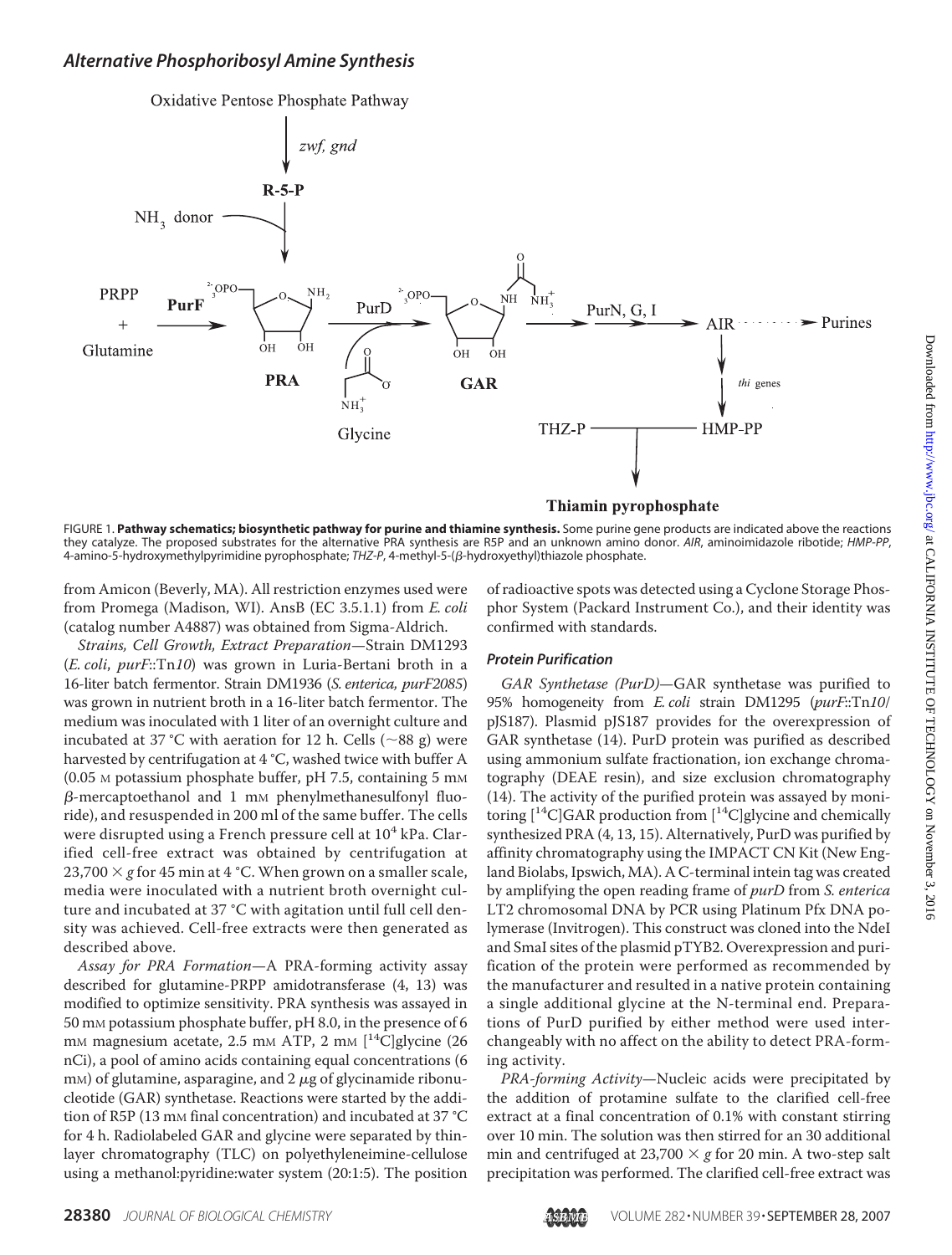Oxidative Pentose Phosphate Pathway

zwf, gnd

R-5-P

$NH_3$ donor

PRPP + Glutamine

PurF

PRA

PurD

Glycine

GAR

PurN, G, I

AIR

Purines

thi genes

THZ-P

HMP-PP

Thiamin pyrophosphate

FIGURE 1. **Pathway schematics; biosynthetic pathway for purine and thiamine synthesis.** Some purine gene products are indicated above the reactions they catalyze. The proposed substrates for the alternative PRA synthesis are R5P and an unknown amino donor. *AIR*, aminoimidazole ribotide; *HMP-PP*, 4-amino-5-hydroxymethylpyrimidine pyrophosphate; *THZ-P*, 4-methyl-5-($\beta$-hydroxyethyl)thiazole phosphate.

from Amicon (Beverly, MA). All restriction enzymes used were from Promega (Madison, WI). AnsB (EC 3.5.1.1) from *E. coli* (catalog number A4887) was obtained from Sigma-Aldrich.

*Strains, Cell Growth, Extract Preparation*—Strain DM1293 (*E. coli*, *purF*::Tn*10*) was grown in Luria-Bertani broth in a 16-liter batch fermentor. Strain DM1936 (*S. enterica, purF2085*) was grown in nutrient broth in a 16-liter batch fermentor. The medium was inoculated with 1 liter of an overnight culture and incubated at 37 °C with aeration for 12 h. Cells (~88 g) were harvested by centrifugation at 4 °C, washed twice with buffer A (0.05 M potassium phosphate buffer, pH 7.5, containing 5 mM $\beta$-mercaptoethanol and 1 mM phenylmethanesulfonyl fluoride), and resuspended in 200 ml of the same buffer. The cells were disrupted using a French pressure cell at $10^4$ kPa. Clarified cell-free extract was obtained by centrifugation at 23,700 × *g* for 45 min at 4 °C. When grown on a smaller scale, media were inoculated with a nutrient broth overnight culture and incubated at 37 °C with agitation until full cell density was achieved. Cell-free extracts were then generated as described above.

*Assay for PRA Formation*—A PRA-forming activity assay described for glutamine-PRPP amidotransferase (4, 13) was modified to optimize sensitivity. PRA synthesis was assayed in 50 mM potassium phosphate buffer, pH 8.0, in the presence of 6 mM magnesium acetate, 2.5 mM ATP, 2 mM [$^{14}$C]glycine (26 nCi), a pool of amino acids containing equal concentrations (6 mM) of glutamine, asparagine, and 2 $\mu$g of glycinamide ribonucleotide (GAR) synthetase. Reactions were started by the addition of R5P (13 mM final concentration) and incubated at 37 °C for 4 h. Radiolabeled GAR and glycine were separated by thin-layer chromatography (TLC) on polyethyleneimine-cellulose using a methanol:pyridine:water system (20:1:5). The position of radioactive spots was detected using a Cyclone Storage Phosphor System (Packard Instrument Co.), and their identity was confirmed with standards.

### Protein Purification

*GAR Synthetase (PurD)*—GAR synthetase was purified to 95% homogeneity from *E. coli* strain DM1295 (*purF*::Tn*10*/pJS187). Plasmid pJS187 provides for the overexpression of GAR synthetase (14). PurD protein was purified as described using ammonium sulfate fractionation, ion exchange chromatography (DEAE resin), and size exclusion chromatography (14). The activity of the purified protein was assayed by monitoring [$^{14}$C]GAR production from [$^{14}$C]glycine and chemically synthesized PRA (4, 13, 15). Alternatively, PurD was purified by affinity chromatography using the IMPACT CN Kit (New England Biolabs, Ipswich, MA). A C-terminal intein tag was created by amplifying the open reading frame of *purD* from *S. enterica* LT2 chromosomal DNA by PCR using Platinum Pfx DNA polymerase (Invitrogen). This construct was cloned into the NdeI and SmaI sites of the plasmid pTYB2. Overexpression and purification of the protein were performed as recommended by the manufacturer and resulted in a native protein containing a single additional glycine at the N-terminal end. Preparations of PurD purified by either method were used interchangeably with no affect on the ability to detect PRA-forming activity.

*PRA-forming Activity*—Nucleic acids were precipitated by the addition of protamine sulfate to the clarified cell-free extract at a final concentration of 0.1% with constant stirring over 10 min. The solution was then stirred for an 30 additional min and centrifuged at 23,700 × *g* for 20 min. A two-step salt precipitation was performed. The clarified cell-free extract was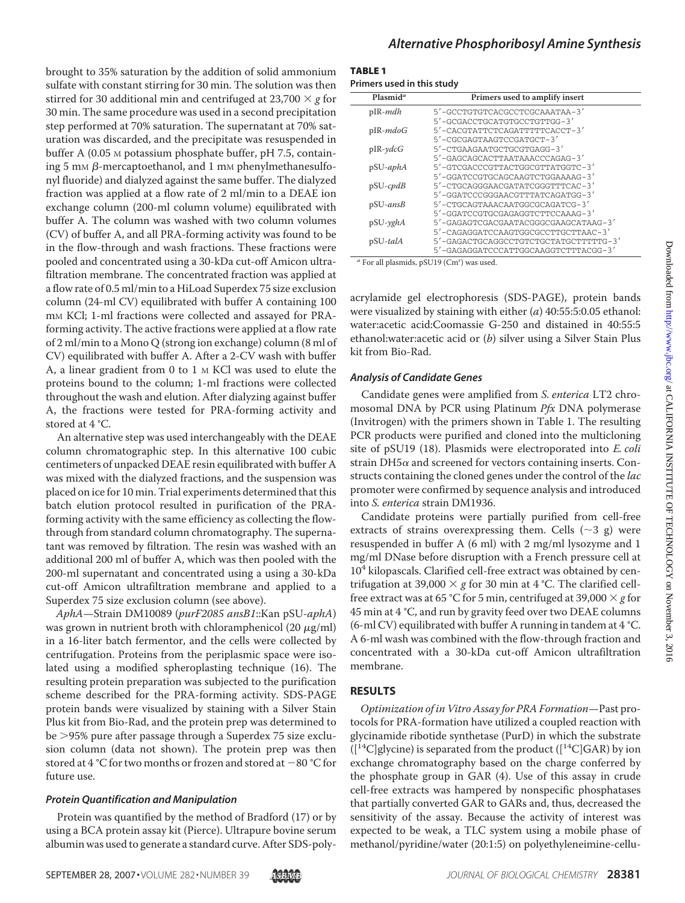brought to 35% saturation by the addition of solid ammonium sulfate with constant stirring for 30 min. The solution was then stirred for 30 additional min and centrifuged at 23,700 × *g* for 30 min. The same procedure was used in a second precipitation step performed at 70% saturation. The supernatant at 70% saturation was discarded, and the precipitate was resuspended in buffer A (0.05 M potassium phosphate buffer, pH 7.5, containing 5 mM β-mercaptoethanol, and 1 mM phenylmethanesulfonyl fluoride) and dialyzed against the same buffer. The dialyzed fraction was applied at a flow rate of 2 ml/min to a DEAE ion exchange column (200-ml column volume) equilibrated with buffer A. The column was washed with two column volumes (CV) of buffer A, and all PRA-forming activity was found to be in the flow-through and wash fractions. These fractions were pooled and concentrated using a 30-kDa cut-off Amicon ultrafiltration membrane. The concentrated fraction was applied at a flow rate of 0.5 ml/min to a HiLoad Superdex 75 size exclusion column (24-ml CV) equilibrated with buffer A containing 100 mM KCl; 1-ml fractions were collected and assayed for PRA-forming activity. The active fractions were applied at a flow rate of 2 ml/min to a Mono Q (strong ion exchange) column (8 ml of CV) equilibrated with buffer A. After a 2-CV wash with buffer A, a linear gradient from 0 to 1 M KCl was used to elute the proteins bound to the column; 1-ml fractions were collected throughout the wash and elution. After dialyzing against buffer A, the fractions were tested for PRA-forming activity and stored at 4 °C.

An alternative step was used interchangeably with the DEAE column chromatographic step. In this alternative 100 cubic centimeters of unpacked DEAE resin equilibrated with buffer A was mixed with the dialyzed fractions, and the suspension was placed on ice for 10 min. Trial experiments determined that this batch elution protocol resulted in purification of the PRA-forming activity with the same efficiency as collecting the flow-through from standard column chromatography. The supernatant was removed by filtration. The resin was washed with an additional 200 ml of buffer A, which was then pooled with the 200-ml supernatant and concentrated using a using a 30-kDa cut-off Amicon ultrafiltration membrane and applied to a Superdex 75 size exclusion column (see above).

*AphA*—Strain DM10089 (*purF2085 ansB1*::Kan pSU-*aphA*) was grown in nutrient broth with chloramphenicol (20 μg/ml) in a 16-liter batch fermentor, and the cells were collected by centrifugation. Proteins from the periplasmic space were isolated using a modified spheroplasting technique (16). The resulting protein preparation was subjected to the purification scheme described for the PRA-forming activity. SDS-PAGE protein bands were visualized by staining with a Silver Stain Plus kit from Bio-Rad, and the protein prep was determined to be >95% pure after passage through a Superdex 75 size exclusion column (data not shown). The protein prep was then stored at 4 °C for two months or frozen and stored at −80 °C for future use.

### *Protein Quantification and Manipulation*

Protein was quantified by the method of Bradford (17) or by using a BCA protein assay kit (Pierce). Ultrapure bovine serum albumin was used to generate a standard curve. After SDS-polyacrylamide gel electrophoresis (SDS-PAGE), protein bands were visualized by staining with either (*a*) 40:55:5:0.05 ethanol:water:acetic acid:Coomassie G-250 and distained in 40:55:5 ethanol:water:acetic acid or (*b*) silver using a Silver Stain Plus kit from Bio-Rad.

**TABLE 1**
**Primers used in this study**

| Plasmid[a] | Primers used to amplify insert |
|---|---|
| pIR-*mdh* | 5′-GCCTGTGTCACGCCTCGCAAATAA-3′ |
| | 5′-GCGACCTGCATGTGCCTGTTGG-3′ |
| pIR-*mdoG* | 5′-CACGTATTCTCAGATTTTTCACCT-3′ |
| | 5′-CGCGAGTAAGTCCGATGCT-3′ |
| pIR-*ydcG* | 5′-CTGAAGAATGCTGCGTGAGG-3′ |
| | 5′-GAGCAGCACTTAATAAACCCAGAG-3′ |
| pSU-*aphA* | 5′-GTCGACCCGTTACTGGCGTTATGGTC-3′ |
| | 5′-GGATCCGTGCAGCAAGTCTGGAAAAG-3′ |
| pSU-*cpdB* | 5′-CTGCAGGGAACGATATCGGGTTTCAC-3′ |
| | 5′-GGATCCCGGGAACGTTTATCAGATGG-3′ |
| pSU-*ansB* | 5′-CTGCAGTAAACAATGGCGCAGATCG-3′ |
| | 5′-GGATCCGTGCGAGAGGTCTTCCAAAG-3′ |
| pSU-*yghA* | 5′-GAGAGTCGACGAATACGGGCGAAGCATAAG-3′ |
| | 5′-CAGAGGATCCAAGTGGCGCCTTGCTTAAC-3′ |
| pSU-*talA* | 5′-GAGACTGCAGGCCTGTCTGCTATGCTTTTTG-3′ |
| | 5′-GAGAGGATCCCATTGGCAAGGTCTTTACGG-3′ |

[a] For all plasmids, pSU19 (Cm[r]) was used.

### *Analysis of Candidate Genes*

Candidate genes were amplified from *S. enterica* LT2 chromosomal DNA by PCR using Platinum *Pfx* DNA polymerase (Invitrogen) with the primers shown in Table 1. The resulting PCR products were purified and cloned into the multicloning site of pSU19 (18). Plasmids were electroporated into *E. coli* strain DH5α and screened for vectors containing inserts. Constructs containing the cloned genes under the control of the *lac* promoter were confirmed by sequence analysis and introduced into *S. enterica* strain DM1936.

Candidate proteins were partially purified from cell-free extracts of strains overexpressing them. Cells (~3 g) were resuspended in buffer A (6 ml) with 2 mg/ml lysozyme and 1 mg/ml DNase before disruption with a French pressure cell at $10^4$ kilopascals. Clarified cell-free extract was obtained by centrifugation at 39,000 × *g* for 30 min at 4 °C. The clarified cell-free extract was at 65 °C for 5 min, centrifuged at 39,000 × *g* for 45 min at 4 °C, and run by gravity feed over two DEAE columns (6-ml CV) equilibrated with buffer A running in tandem at 4 °C. A 6-ml wash was combined with the flow-through fraction and concentrated with a 30-kDa cut-off Amicon ultrafiltration membrane.

## RESULTS

*Optimization of in Vitro Assay for PRA Formation*—Past protocols for PRA-formation have utilized a coupled reaction with glycinamide ribotide synthetase (PurD) in which the substrate ([$^{14}$C]glycine) is separated from the product ([$^{14}$C]GAR) by ion exchange chromatography based on the charge conferred by the phosphate group in GAR (4). Use of this assay in crude cell-free extracts was hampered by nonspecific phosphatases that partially converted GAR to GARs and, thus, decreased the sensitivity of the assay. Because the activity of interest was expected to be weak, a TLC system using a mobile phase of methanol/pyridine/water (20:1:5) on polyethyleneimine-cellu-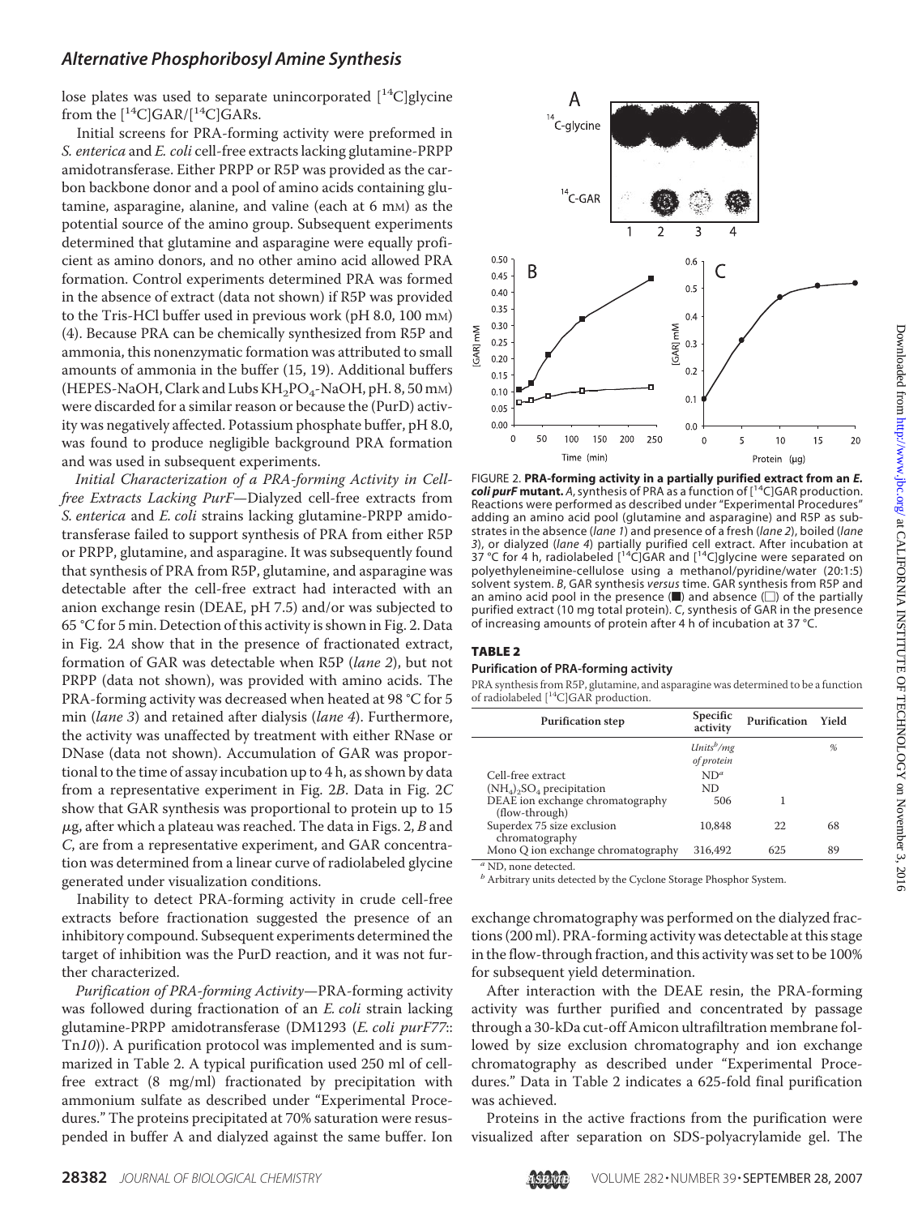lose plates was used to separate unincorporated [$^{14}$C]glycine from the [$^{14}$C]GAR/[$^{14}$C]GARs.

Initial screens for PRA-forming activity were preformed in *S. enterica* and *E. coli* cell-free extracts lacking glutamine-PRPP amidotransferase. Either PRPP or R5P was provided as the carbon backbone donor and a pool of amino acids containing glutamine, asparagine, alanine, and valine (each at 6 mM) as the potential source of the amino group. Subsequent experiments determined that glutamine and asparagine were equally proficient as amino donors, and no other amino acid allowed PRA formation. Control experiments determined PRA was formed in the absence of extract (data not shown) if R5P was provided to the Tris-HCl buffer used in previous work (pH 8.0, 100 mM) (4). Because PRA can be chemically synthesized from R5P and ammonia, this nonenzymatic formation was attributed to small amounts of ammonia in the buffer (15, 19). Additional buffers (HEPES-NaOH, Clark and Lubs $KH_2PO_4$-NaOH, pH. 8, 50 mM) were discarded for a similar reason or because the (PurD) activity was negatively affected. Potassium phosphate buffer, pH 8.0, was found to produce negligible background PRA formation and was used in subsequent experiments.

*Initial Characterization of a PRA-forming Activity in Cell-free Extracts Lacking PurF*—Dialyzed cell-free extracts from *S. enterica* and *E. coli* strains lacking glutamine-PRPP amidotransferase failed to support synthesis of PRA from either R5P or PRPP, glutamine, and asparagine. It was subsequently found that synthesis of PRA from R5P, glutamine, and asparagine was detectable after the cell-free extract had interacted with an anion exchange resin (DEAE, pH 7.5) and/or was subjected to 65 °C for 5 min. Detection of this activity is shown in Fig. 2. Data in Fig. 2*A* show that in the presence of fractionated extract, formation of GAR was detectable when R5P (*lane 2*), but not PRPP (data not shown), was provided with amino acids. The PRA-forming activity was decreased when heated at 98 °C for 5 min (*lane 3*) and retained after dialysis (*lane 4*). Furthermore, the activity was unaffected by treatment with either RNase or DNase (data not shown). Accumulation of GAR was proportional to the time of assay incubation up to 4 h, as shown by data from a representative experiment in Fig. 2*B*. Data in Fig. 2*C* show that GAR synthesis was proportional to protein up to 15 μg, after which a plateau was reached. The data in Figs. 2, *B* and *C*, are from a representative experiment, and GAR concentration was determined from a linear curve of radiolabeled glycine generated under visualization conditions.

Inability to detect PRA-forming activity in crude cell-free extracts before fractionation suggested the presence of an inhibitory compound. Subsequent experiments determined the target of inhibition was the PurD reaction, and it was not further characterized.

*Purification of PRA-forming Activity*—PRA-forming activity was followed during fractionation of an *E. coli* strain lacking glutamine-PRPP amidotransferase (DM1293 (*E. coli purF77*::Tn*10*)). A purification protocol was implemented and is summarized in Table 2. A typical purification used 250 ml of cell-free extract (8 mg/ml) fractionated by precipitation with ammonium sulfate as described under "Experimental Procedures." The proteins precipitated at 70% saturation were resuspended in buffer A and dialyzed against the same buffer. Ion exchange chromatography was performed on the dialyzed fractions (200 ml). PRA-forming activity was detectable at this stage in the flow-through fraction, and this activity was set to be 100% for subsequent yield determination.

After interaction with the DEAE resin, the PRA-forming activity was further purified and concentrated by passage through a 30-kDa cut-off Amicon ultrafiltration membrane followed by size exclusion chromatography and ion exchange chromatography as described under "Experimental Procedures." Data in Table 2 indicates a 625-fold final purification was achieved.

Proteins in the active fractions from the purification were visualized after separation on SDS-polyacrylamide gel. The

A
$^{14}$C-glycine
$^{14}$C-GAR
1 2 3 4

B
[GAR] mM
0.50 0.45 0.40 0.35 0.30 0.25 0.20 0.15 0.10 0.05 0.00
0 50 100 150 200 250
Time (min)

C
[GAR] mM
0.6 0.5 0.4 0.3 0.2 0.1 0.0
0 5 10 15 20
Protein (μg)

FIGURE 2. **PRA-forming activity in a partially purified extract from an *E. coli purF* mutant.** *A*, synthesis of PRA as a function of [$^{14}$C]GAR production. Reactions were performed as described under "Experimental Procedures" adding an amino acid pool (glutamine and asparagine) and R5P as substrates in the absence (*lane 1*) and presence of a fresh (*lane 2*), boiled (*lane 3*), or dialyzed (*lane 4*) partially purified cell extract. After incubation at 37 °C for 4 h, radiolabeled [$^{14}$C]GAR and [$^{14}$C]glycine were separated on polyethyleneimine-cellulose using a methanol/pyridine/water (20:1:5) solvent system. *B*, GAR synthesis *versus* time. GAR synthesis from R5P and an amino acid pool in the presence (■) and absence (□) of the partially purified extract (10 mg total protein). *C*, synthesis of GAR in the presence of increasing amounts of protein after 4 h of incubation at 37 °C.

**TABLE 2**

**Purification of PRA-forming activity**

PRA synthesis from R5P, glutamine, and asparagine was determined to be a function of radiolabeled [$^{14}$C]GAR production.

| Purification step | Specific activity | Purification | Yield |
|---|---|---|---|
| | *Units[b]/mg of protein* | | *%* |
| Cell-free extract | ND[a] | | |
| $(NH_4)_2SO_4$ precipitation | ND | | |
| DEAE ion exchange chromatography (flow-through) | 506 | 1 | |
| Superdex 75 size exclusion chromatography | 10,848 | 22 | 68 |
| Mono Q ion exchange chromatography | 316,492 | 625 | 89 |

[a] ND, none detected.

[b] Arbitrary units detected by the Cyclone Storage Phosphor System.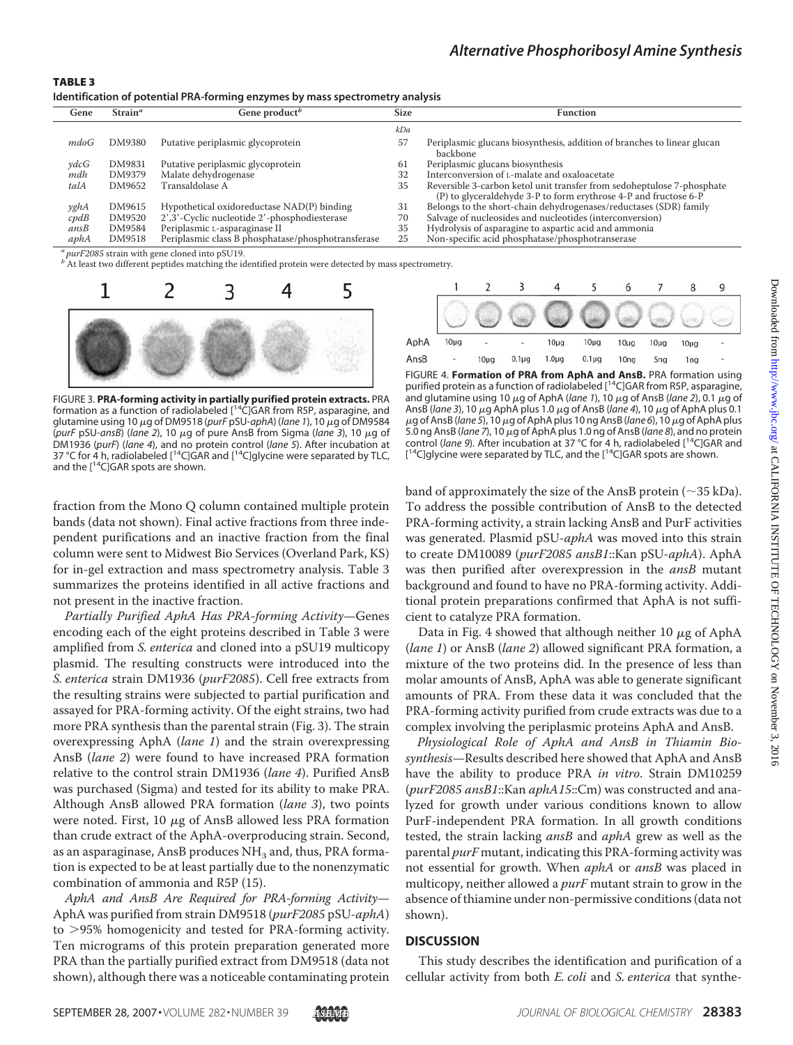**TABLE 3**

**Identification of potential PRA-forming enzymes by mass spectrometry analysis**

| Gene | Strain[a] | Gene product[b] | Size | Function |
|---|---|---|---|---|
| | | | kDa | |
| *mdoG* | DM9380 | Putative periplasmic glycoprotein | 57 | Periplasmic glucans biosynthesis, addition of branches to linear glucan backbone |
| *ydcG* | DM9831 | Putative periplasmic glycoprotein | 61 | Periplasmic glucans biosynthesis |
| *mdh* | DM9379 | Malate dehydrogenase | 32 | Interconversion of L-malate and oxaloacetate |
| *talA* | DM9652 | Transaldolase A | 35 | Reversible 3-carbon ketol unit transfer from sedoheptulose 7-phosphate (P) to glyceraldehyde 3-P to form erythrose 4-P and fructose 6-P |
| *yghA* | DM9615 | Hypothetical oxidoreductase NAD(P) binding | 31 | Belongs to the short-chain dehydrogenases/reductases (SDR) family |
| *cpdB* | DM9520 | 2′,3′-Cyclic nucleotide 2′-phosphodiesterase | 70 | Salvage of nucleosides and nucleotides (interconversion) |
| *ansB* | DM9584 | Periplasmic L-asparaginase II | 35 | Hydrolysis of asparagine to aspartic acid and ammonia |
| *aphA* | DM9518 | Periplasmic class B phosphatase/phosphotransferase | 25 | Non-specific acid phosphatase/phosphotranserase |

[a] *purF2085* strain with gene cloned into pSU19.
[b] At least two different peptides matching the identified protein were detected by mass spectrometry.

1 2 3 4 5

FIGURE 3. **PRA-forming activity in partially purified protein extracts.** PRA formation as a function of radiolabeled [$^{14}$C]GAR from R5P, asparagine, and glutamine using 10 μg of DM9518 (*purF* pSU-*aphA*) (*lane 1*), 10 μg of DM9584 (*purF* pSU-*ansB*) (*lane 2*), 10 μg of pure AnsB from Sigma (*lane 3*), 10 μg of DM1936 (*purF*) (*lane 4*), and no protein control (*lane 5*). After incubation at 37 °C for 4 h, radiolabeled [$^{14}$C]GAR and [$^{14}$C]glycine were separated by TLC, and the [$^{14}$C]GAR spots are shown.

1 2 3 4 5 6 7 8 9

AphA 10μg - - 10μg 10μg 10μg 10μg 10μg -

AnsB - 10μg 0.1μg 1.0μg 0.1μg 10ng 5ng 1ng -

FIGURE 4. **Formation of PRA from AphA and AnsB.** PRA formation using purified protein as a function of radiolabeled [$^{14}$C]GAR from R5P, asparagine, and glutamine using 10 μg of AphA (*lane 1*), 10 μg of AnsB (*lane 2*), 0.1 μg of AnsB (*lane 3*), 10 μg AphA plus 1.0 μg of AnsB (*lane 4*), 10 μg of AphA plus 0.1 μg of AnsB (*lane 5*), 10 μg of AphA plus 10 ng AnsB (*lane 6*), 10 μg of AphA plus 5.0 ng AnsB (*lane 7*), 10 μg of AphA plus 1.0 ng of AnsB (*lane 8*), and no protein control (*lane 9*). After incubation at 37 °C for 4 h, radiolabeled [$^{14}$C]GAR and [$^{14}$C]glycine were separated by TLC, and the [$^{14}$C]GAR spots are shown.

fraction from the Mono Q column contained multiple protein bands (data not shown). Final active fractions from three independent purifications and an inactive fraction from the final column were sent to Midwest Bio Services (Overland Park, KS) for in-gel extraction and mass spectrometry analysis. Table 3 summarizes the proteins identified in all active fractions and not present in the inactive fraction.

*Partially Purified AphA Has PRA-forming Activity*—Genes encoding each of the eight proteins described in Table 3 were amplified from *S. enterica* and cloned into a pSU19 multicopy plasmid. The resulting constructs were introduced into the *S. enterica* strain DM1936 (*purF2085*). Cell free extracts from the resulting strains were subjected to partial purification and assayed for PRA-forming activity. Of the eight strains, two had more PRA synthesis than the parental strain (Fig. 3). The strain overexpressing AphA (*lane 1*) and the strain overexpressing AnsB (*lane 2*) were found to have increased PRA formation relative to the control strain DM1936 (*lane 4*). Purified AnsB was purchased (Sigma) and tested for its ability to make PRA. Although AnsB allowed PRA formation (*lane 3*), two points were noted. First, 10 μg of AnsB allowed less PRA formation than crude extract of the AphA-overproducing strain. Second, as an asparaginase, AnsB produces $NH_3$ and, thus, PRA formation is expected to be at least partially due to the nonenzymatic combination of ammonia and R5P (15).

*AphA and AnsB Are Required for PRA-forming Activity*—AphA was purified from strain DM9518 (*purF2085* pSU-*aphA*) to >95% homogenicity and tested for PRA-forming activity. Ten micrograms of this protein preparation generated more PRA than the partially purified extract from DM9518 (data not shown), although there was a noticeable contaminating protein band of approximately the size of the AnsB protein (~35 kDa). To address the possible contribution of AnsB to the detected PRA-forming activity, a strain lacking AnsB and PurF activities was generated. Plasmid pSU-*aphA* was moved into this strain to create DM10089 (*purF2085 ansB1*::Kan pSU-*aphA*). AphA was then purified after overexpression in the *ansB* mutant background and found to have no PRA-forming activity. Additional protein preparations confirmed that AphA is not sufficient to catalyze PRA formation.

Data in Fig. 4 showed that although neither 10 μg of AphA (*lane 1*) or AnsB (*lane 2*) allowed significant PRA formation, a mixture of the two proteins did. In the presence of less than molar amounts of AnsB, AphA was able to generate significant amounts of PRA. From these data it was concluded that the PRA-forming activity purified from crude extracts was due to a complex involving the periplasmic proteins AphA and AnsB.

*Physiological Role of AphA and AnsB in Thiamin Biosynthesis*—Results described here showed that AphA and AnsB have the ability to produce PRA *in vitro*. Strain DM10259 (*purF2085 ansB1*::Kan *aphA15*::Cm) was constructed and analyzed for growth under various conditions known to allow PurF-independent PRA formation. In all growth conditions tested, the strain lacking *ansB* and *aphA* grew as well as the parental *purF* mutant, indicating this PRA-forming activity was not essential for growth. When *aphA* or *ansB* was placed in multicopy, neither allowed a *purF* mutant strain to grow in the absence of thiamine under non-permissive conditions (data not shown).

## DISCUSSION

This study describes the identification and purification of a cellular activity from both *E. coli* and *S. enterica* that synthe-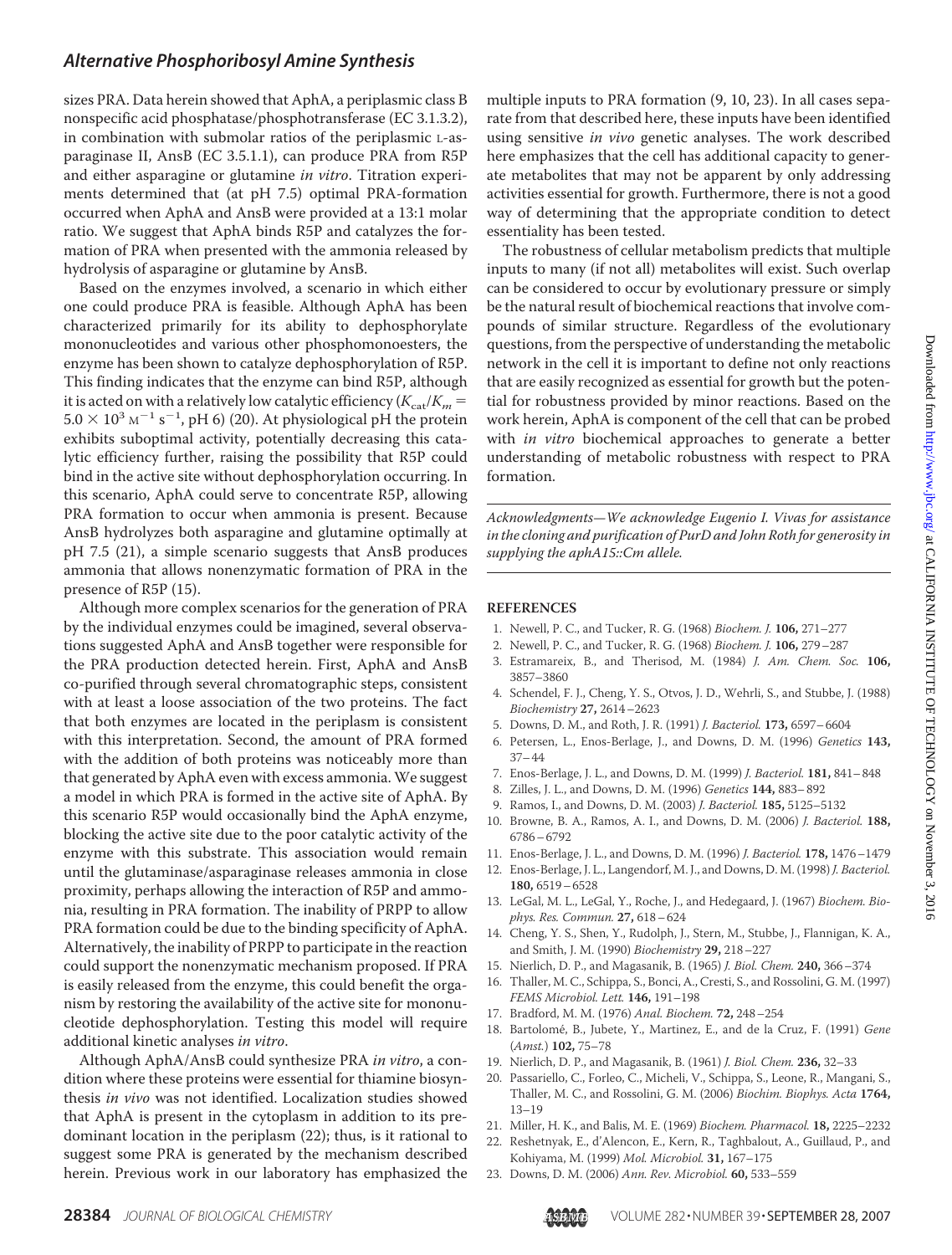sizes PRA. Data herein showed that AphA, a periplasmic class B nonspecific acid phosphatase/phosphotransferase (EC 3.1.3.2), in combination with submolar ratios of the periplasmic L-asparaginase II, AnsB (EC 3.5.1.1), can produce PRA from R5P and either asparagine or glutamine *in vitro*. Titration experiments determined that (at pH 7.5) optimal PRA-formation occurred when AphA and AnsB were provided at a 13:1 molar ratio. We suggest that AphA binds R5P and catalyzes the formation of PRA when presented with the ammonia released by hydrolysis of asparagine or glutamine by AnsB.

Based on the enzymes involved, a scenario in which either one could produce PRA is feasible. Although AphA has been characterized primarily for its ability to dephosphorylate mononucleotides and various other phosphomonoesters, the enzyme has been shown to catalyze dephosphorylation of R5P. This finding indicates that the enzyme can bind R5P, although it is acted on with a relatively low catalytic efficiency ($K_{cat}/K_m = 5.0 \times 10^3\ \text{M}^{-1}\ \text{s}^{-1}$, pH 6) (20). At physiological pH the protein exhibits suboptimal activity, potentially decreasing this catalytic efficiency further, raising the possibility that R5P could bind in the active site without dephosphorylation occurring. In this scenario, AphA could serve to concentrate R5P, allowing PRA formation to occur when ammonia is present. Because AnsB hydrolyzes both asparagine and glutamine optimally at pH 7.5 (21), a simple scenario suggests that AnsB produces ammonia that allows nonenzymatic formation of PRA in the presence of R5P (15).

Although more complex scenarios for the generation of PRA by the individual enzymes could be imagined, several observations suggested AphA and AnsB together were responsible for the PRA production detected herein. First, AphA and AnsB co-purified through several chromatographic steps, consistent with at least a loose association of the two proteins. The fact that both enzymes are located in the periplasm is consistent with this interpretation. Second, the amount of PRA formed with the addition of both proteins was noticeably more than that generated by AphA even with excess ammonia. We suggest a model in which PRA is formed in the active site of AphA. By this scenario R5P would occasionally bind the AphA enzyme, blocking the active site due to the poor catalytic activity of the enzyme with this substrate. This association would remain until the glutaminase/asparaginase releases ammonia in close proximity, perhaps allowing the interaction of R5P and ammonia, resulting in PRA formation. The inability of PRPP to allow PRA formation could be due to the binding specificity of AphA. Alternatively, the inability of PRPP to participate in the reaction could support the nonenzymatic mechanism proposed. If PRA is easily released from the enzyme, this could benefit the organism by restoring the availability of the active site for mononucleotide dephosphorylation. Testing this model will require additional kinetic analyses *in vitro*.

Although AphA/AnsB could synthesize PRA *in vitro*, a condition where these proteins were essential for thiamine biosynthesis *in vivo* was not identified. Localization studies showed that AphA is present in the cytoplasm in addition to its predominant location in the periplasm (22); thus, is it rational to suggest some PRA is generated by the mechanism described herein. Previous work in our laboratory has emphasized the multiple inputs to PRA formation (9, 10, 23). In all cases separate from that described here, these inputs have been identified using sensitive *in vivo* genetic analyses. The work described here emphasizes that the cell has additional capacity to generate metabolites that may not be apparent by only addressing activities essential for growth. Furthermore, there is not a good way of determining that the appropriate condition to detect essentiality has been tested.

The robustness of cellular metabolism predicts that multiple inputs to many (if not all) metabolites will exist. Such overlap can be considered to occur by evolutionary pressure or simply be the natural result of biochemical reactions that involve compounds of similar structure. Regardless of the evolutionary questions, from the perspective of understanding the metabolic network in the cell it is important to define not only reactions that are easily recognized as essential for growth but the potential for robustness provided by minor reactions. Based on the work herein, AphA is component of the cell that can be probed with *in vitro* biochemical approaches to generate a better understanding of metabolic robustness with respect to PRA formation.

*Acknowledgments—We acknowledge Eugenio I. Vivas for assistance in the cloning and purification of PurD and John Roth for generosity in supplying the aphA15::Cm allele.*

## REFERENCES

1. Newell, P. C., and Tucker, R. G. (1968) *Biochem. J.* **106,** 271–277
2. Newell, P. C., and Tucker, R. G. (1968) *Biochem. J.* **106,** 279–287
3. Estramareix, B., and Therisod, M. (1984) *J. Am. Chem. Soc.* **106,** 3857–3860
4. Schendel, F. J., Cheng, Y. S., Otvos, J. D., Wehrli, S., and Stubbe, J. (1988) *Biochemistry* **27,** 2614–2623
5. Downs, D. M., and Roth, J. R. (1991) *J. Bacteriol.* **173,** 6597–6604
6. Petersen, L., Enos-Berlage, J., and Downs, D. M. (1996) *Genetics* **143,** 37–44
7. Enos-Berlage, J. L., and Downs, D. M. (1999) *J. Bacteriol.* **181,** 841–848
8. Zilles, J. L., and Downs, D. M. (1996) *Genetics* **144,** 883–892
9. Ramos, I., and Downs, D. M. (2003) *J. Bacteriol.* **185,** 5125–5132
10. Browne, B. A., Ramos, A. I., and Downs, D. M. (2006) *J. Bacteriol.* **188,** 6786–6792
11. Enos-Berlage, J. L., and Downs, D. M. (1996) *J. Bacteriol.* **178,** 1476–1479
12. Enos-Berlage, J. L., Langendorf, M. J., and Downs, D. M. (1998) *J. Bacteriol.* **180,** 6519–6528
13. LeGal, M. L., LeGal, Y., Roche, J., and Hedegaard, J. (1967) *Biochem. Biophys. Res. Commun.* **27,** 618–624
14. Cheng, Y. S., Shen, Y., Rudolph, J., Stern, M., Stubbe, J., Flannigan, K. A., and Smith, J. M. (1990) *Biochemistry* **29,** 218–227
15. Nierlich, D. P., and Magasanik, B. (1965) *J. Biol. Chem.* **240,** 366–374
16. Thaller, M. C., Schippa, S., Bonci, A., Cresti, S., and Rossolini, G. M. (1997) *FEMS Microbiol. Lett.* **146,** 191–198
17. Bradford, M. M. (1976) *Anal. Biochem.* **72,** 248–254
18. Bartolomé, B., Jubete, Y., Martinez, E., and de la Cruz, F. (1991) *Gene* (*Amst.*) **102,** 75–78
19. Nierlich, D. P., and Magasanik, B. (1961) *J. Biol. Chem.* **236,** 32–33
20. Passariello, C., Forleo, C., Micheli, V., Schippa, S., Leone, R., Mangani, S., Thaller, M. C., and Rossolini, G. M. (2006) *Biochim. Biophys. Acta* **1764,** 13–19
21. Miller, H. K., and Balis, M. E. (1969) *Biochem. Pharmacol.* **18,** 2225–2232
22. Reshetnyak, E., d'Alencon, E., Kern, R., Taghbalout, A., Guillaud, P., and Kohiyama, M. (1999) *Mol. Microbiol.* **31,** 167–175
23. Downs, D. M. (2006) *Ann. Rev. Microbiol.* **60,** 533–559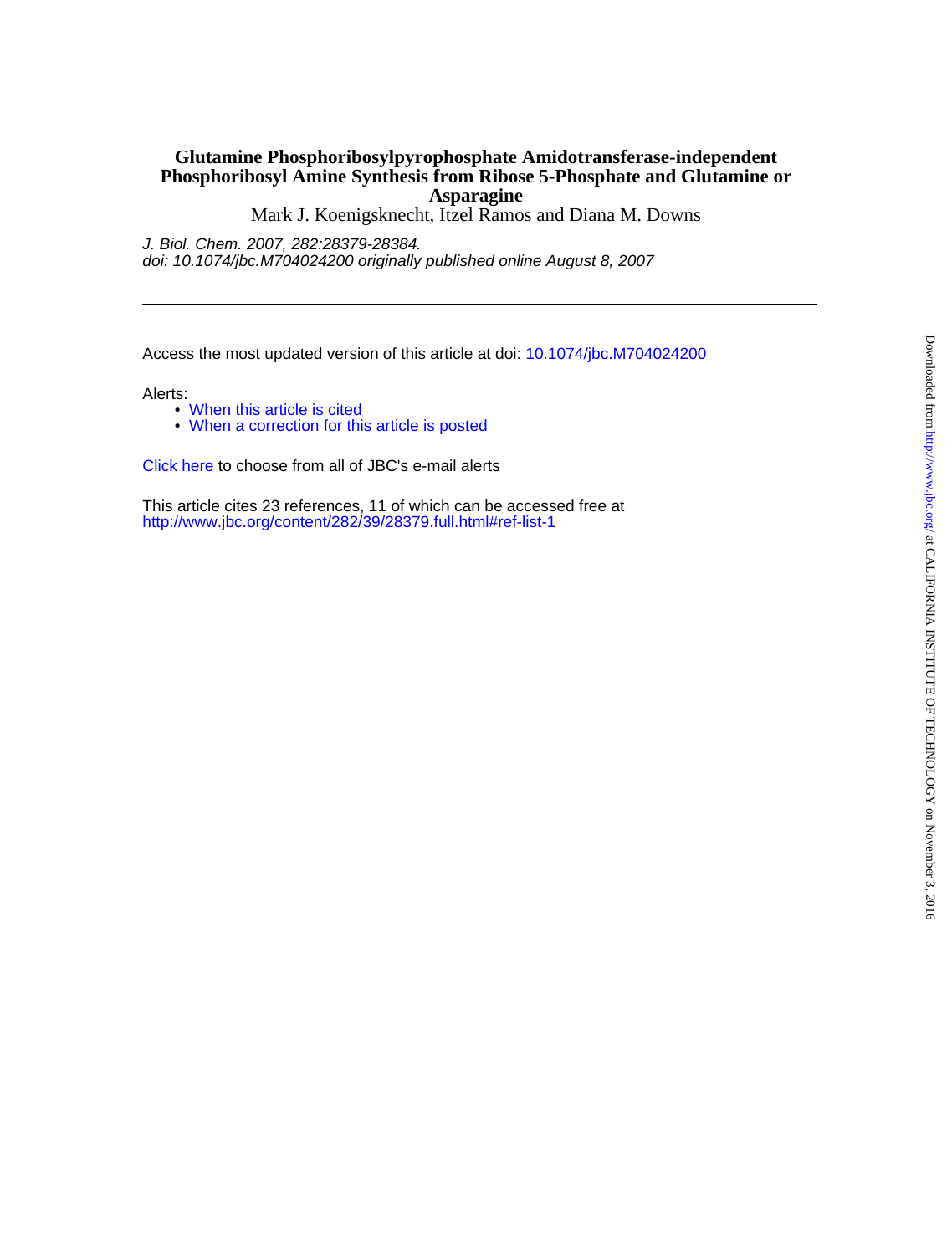# Glutamine Phosphoribosylpyrophosphate Amidotransferase-independent Phosphoribosyl Amine Synthesis from Ribose 5-Phosphate and Glutamine or Asparagine

Mark J. Koenigsknecht, Itzel Ramos and Diana M. Downs

*J. Biol. Chem. 2007, 282:28379-28384.*
*doi: 10.1074/jbc.M704024200 originally published online August 8, 2007*

---

Access the most updated version of this article at doi: 10.1074/jbc.M704024200

Alerts:

- When this article is cited
- When a correction for this article is posted

Click here to choose from all of JBC's e-mail alerts

This article cites 23 references, 11 of which can be accessed free at
http://www.jbc.org/content/282/39/28379.full.html#ref-list-1

Downloaded from http://www.jbc.org/ at CALIFORNIA INSTITUTE OF TECHNOLOGY on November 3, 2016